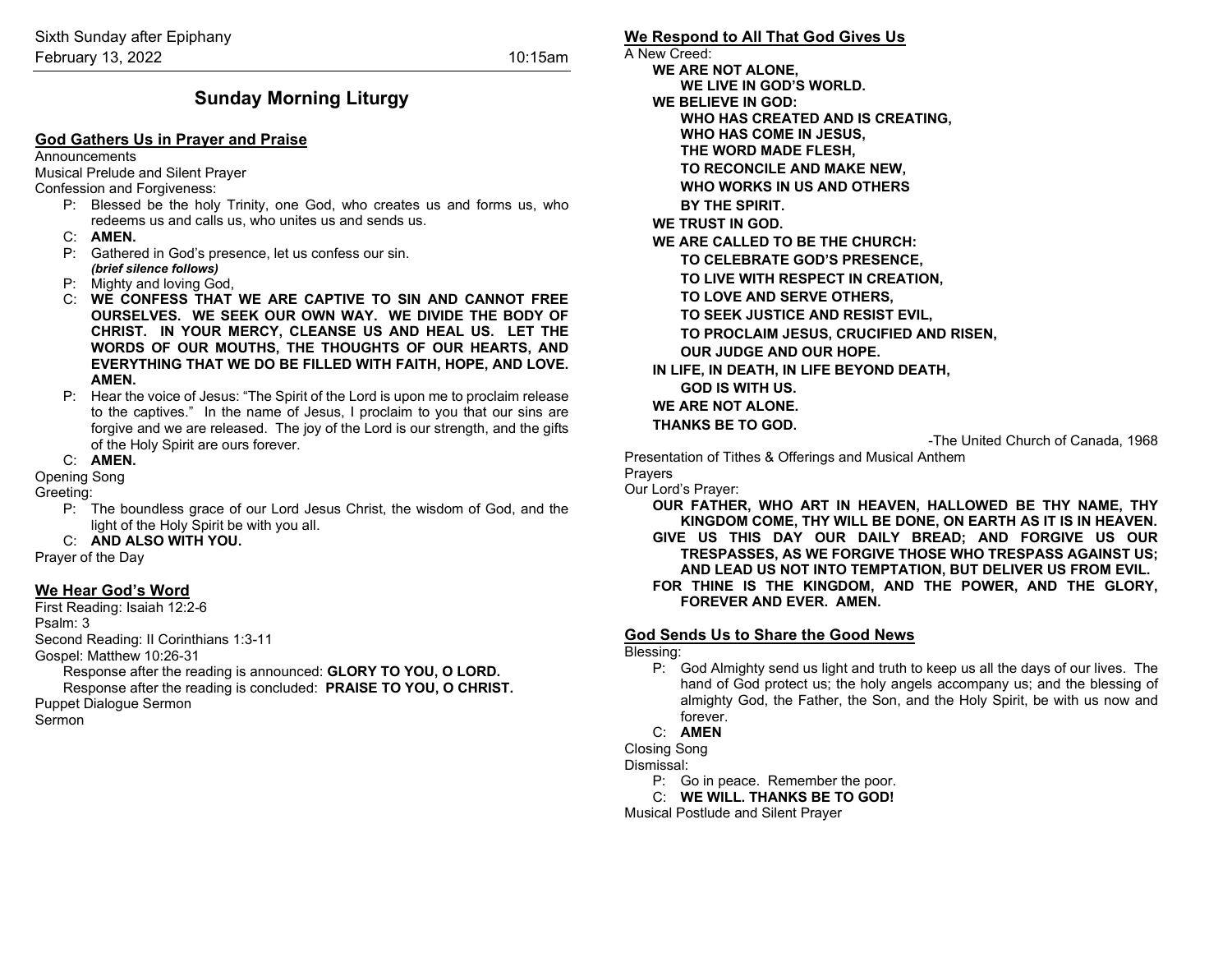Sixth Sunday after Epiphany
February 13, 2022 10:15am

# Sunday Morning Liturgy

## God Gathers Us in Prayer and Praise

Announcements
Musical Prelude and Silent Prayer
Confession and Forgiveness:

P: Blessed be the holy Trinity, one God, who creates us and forms us, who redeems us and calls us, who unites us and sends us.

C: **AMEN.**

P: Gathered in God's presence, let us confess our sin.
***(brief silence follows)***

P: Mighty and loving God,

C: **WE CONFESS THAT WE ARE CAPTIVE TO SIN AND CANNOT FREE OURSELVES. WE SEEK OUR OWN WAY. WE DIVIDE THE BODY OF CHRIST. IN YOUR MERCY, CLEANSE US AND HEAL US. LET THE WORDS OF OUR MOUTHS, THE THOUGHTS OF OUR HEARTS, AND EVERYTHING THAT WE DO BE FILLED WITH FAITH, HOPE, AND LOVE. AMEN.**

P: Hear the voice of Jesus: "The Spirit of the Lord is upon me to proclaim release to the captives." In the name of Jesus, I proclaim to you that our sins are forgive and we are released. The joy of the Lord is our strength, and the gifts of the Holy Spirit are ours forever.

C: **AMEN.**

Opening Song
Greeting:

P: The boundless grace of our Lord Jesus Christ, the wisdom of God, and the light of the Holy Spirit be with you all.

C: **AND ALSO WITH YOU.**

Prayer of the Day

## We Hear God's Word

First Reading: Isaiah 12:2-6
Psalm: 3
Second Reading: II Corinthians 1:3-11
Gospel: Matthew 10:26-31

Response after the reading is announced: **GLORY TO YOU, O LORD.**
Response after the reading is concluded: **PRAISE TO YOU, O CHRIST.**

Puppet Dialogue Sermon
Sermon

## We Respond to All That God Gives Us

A New Creed:

**WE ARE NOT ALONE,**
**WE LIVE IN GOD'S WORLD.**
**WE BELIEVE IN GOD:**
**WHO HAS CREATED AND IS CREATING,**
**WHO HAS COME IN JESUS,**
**THE WORD MADE FLESH,**
**TO RECONCILE AND MAKE NEW,**
**WHO WORKS IN US AND OTHERS**
**BY THE SPIRIT.**
**WE TRUST IN GOD.**
**WE ARE CALLED TO BE THE CHURCH:**
**TO CELEBRATE GOD'S PRESENCE,**
**TO LIVE WITH RESPECT IN CREATION,**
**TO LOVE AND SERVE OTHERS,**
**TO SEEK JUSTICE AND RESIST EVIL,**
**TO PROCLAIM JESUS, CRUCIFIED AND RISEN,**
**OUR JUDGE AND OUR HOPE.**
**IN LIFE, IN DEATH, IN LIFE BEYOND DEATH,**
**GOD IS WITH US.**
**WE ARE NOT ALONE.**
**THANKS BE TO GOD.**

-The United Church of Canada, 1968

Presentation of Tithes & Offerings and Musical Anthem
Prayers
Our Lord's Prayer:

**OUR FATHER, WHO ART IN HEAVEN, HALLOWED BE THY NAME, THY KINGDOM COME, THY WILL BE DONE, ON EARTH AS IT IS IN HEAVEN.**
**GIVE US THIS DAY OUR DAILY BREAD; AND FORGIVE US OUR TRESPASSES, AS WE FORGIVE THOSE WHO TRESPASS AGAINST US; AND LEAD US NOT INTO TEMPTATION, BUT DELIVER US FROM EVIL.**
**FOR THINE IS THE KINGDOM, AND THE POWER, AND THE GLORY, FOREVER AND EVER. AMEN.**

## God Sends Us to Share the Good News

Blessing:

P: God Almighty send us light and truth to keep us all the days of our lives. The hand of God protect us; the holy angels accompany us; and the blessing of almighty God, the Father, the Son, and the Holy Spirit, be with us now and forever.

C: **AMEN**

Closing Song
Dismissal:

P: Go in peace. Remember the poor.

C: **WE WILL. THANKS BE TO GOD!**

Musical Postlude and Silent Prayer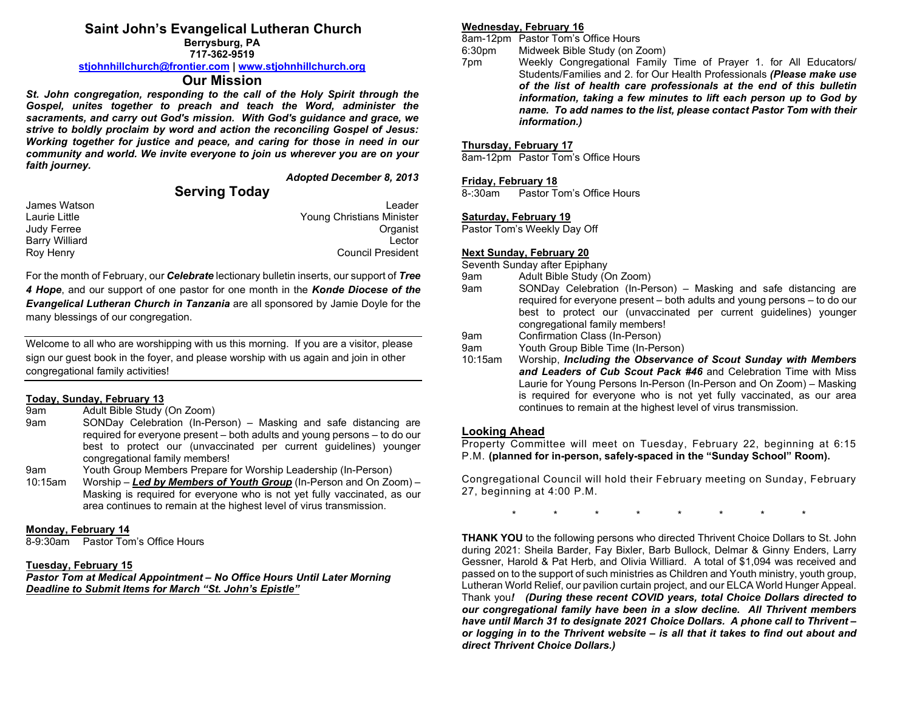# Saint John's Evangelical Lutheran Church

**Berrysburg, PA**
**717-362-9519**
**stjohnhillchurch@frontier.com | www.stjohnhillchurch.org**

## Our Mission

***St. John congregation, responding to the call of the Holy Spirit through the Gospel, unites together to preach and teach the Word, administer the sacraments, and carry out God's mission. With God's guidance and grace, we strive to boldly proclaim by word and action the reconciling Gospel of Jesus: Working together for justice and peace, and caring for those in need in our community and world. We invite everyone to join us wherever you are on your faith journey.***

***Adopted December 8, 2013***

## Serving Today

| | |
|---|---|
| James Watson | Leader |
| Laurie Little | Young Christians Minister |
| Judy Ferree | Organist |
| Barry Williard | Lector |
| Roy Henry | Council President |

For the month of February, our ***Celebrate*** lectionary bulletin inserts, our support of ***Tree 4 Hope***, and our support of one pastor for one month in the ***Konde Diocese of the Evangelical Lutheran Church in Tanzania*** are all sponsored by Jamie Doyle for the many blessings of our congregation.

---

Welcome to all who are worshipping with us this morning. If you are a visitor, please sign our guest book in the foyer, and please worship with us again and join in other congregational family activities!

---

**Today, Sunday, February 13**

9am Adult Bible Study (On Zoom)

9am SONDay Celebration (In-Person) – Masking and safe distancing are required for everyone present – both adults and young persons – to do our best to protect our (unvaccinated per current guidelines) younger congregational family members!

9am Youth Group Members Prepare for Worship Leadership (In-Person)

10:15am Worship – ***Led by Members of Youth Group*** (In-Person and On Zoom) – Masking is required for everyone who is not yet fully vaccinated, as our area continues to remain at the highest level of virus transmission.

**Monday, February 14**

8-9:30am Pastor Tom's Office Hours

**Tuesday, February 15**

***Pastor Tom at Medical Appointment – No Office Hours Until Later Morning***

***Deadline to Submit Items for March "St. John's Epistle"***

**Wednesday, February 16**

8am-12pm Pastor Tom's Office Hours

6:30pm Midweek Bible Study (on Zoom)

7pm Weekly Congregational Family Time of Prayer 1. for All Educators/ Students/Families and 2. for Our Health Professionals ***(Please make use of the list of health care professionals at the end of this bulletin information, taking a few minutes to lift each person up to God by name. To add names to the list, please contact Pastor Tom with their information.)***

**Thursday, February 17**

8am-12pm Pastor Tom's Office Hours

**Friday, February 18**

8-:30am Pastor Tom's Office Hours

**Saturday, February 19**

Pastor Tom's Weekly Day Off

**Next Sunday, February 20**

Seventh Sunday after Epiphany

9am Adult Bible Study (On Zoom)

9am SONDay Celebration (In-Person) – Masking and safe distancing are required for everyone present – both adults and young persons – to do our best to protect our (unvaccinated per current guidelines) younger congregational family members!

9am Confirmation Class (In-Person)

9am Youth Group Bible Time (In-Person)

10:15am Worship, ***Including the Observance of Scout Sunday with Members and Leaders of Cub Scout Pack #46*** and Celebration Time with Miss Laurie for Young Persons In-Person (In-Person and On Zoom) – Masking is required for everyone who is not yet fully vaccinated, as our area continues to remain at the highest level of virus transmission.

## Looking Ahead

Property Committee will meet on Tuesday, February 22, beginning at 6:15 P.M. **(planned for in-person, safely-spaced in the "Sunday School" Room).**

Congregational Council will hold their February meeting on Sunday, February 27, beginning at 4:00 P.M.

\* \* \* \* \* \* \* \*

**THANK YOU** to the following persons who directed Thrivent Choice Dollars to St. John during 2021: Sheila Barder, Fay Bixler, Barb Bullock, Delmar & Ginny Enders, Larry Gessner, Harold & Pat Herb, and Olivia Williard. A total of $1,094 was received and passed on to the support of such ministries as Children and Youth ministry, youth group, Lutheran World Relief, our pavilion curtain project, and our ELCA World Hunger Appeal. Thank you***!*** ***(During these recent COVID years, total Choice Dollars directed to our congregational family have been in a slow decline. All Thrivent members have until March 31 to designate 2021 Choice Dollars. A phone call to Thrivent – or logging in to the Thrivent website – is all that it takes to find out about and direct Thrivent Choice Dollars.)***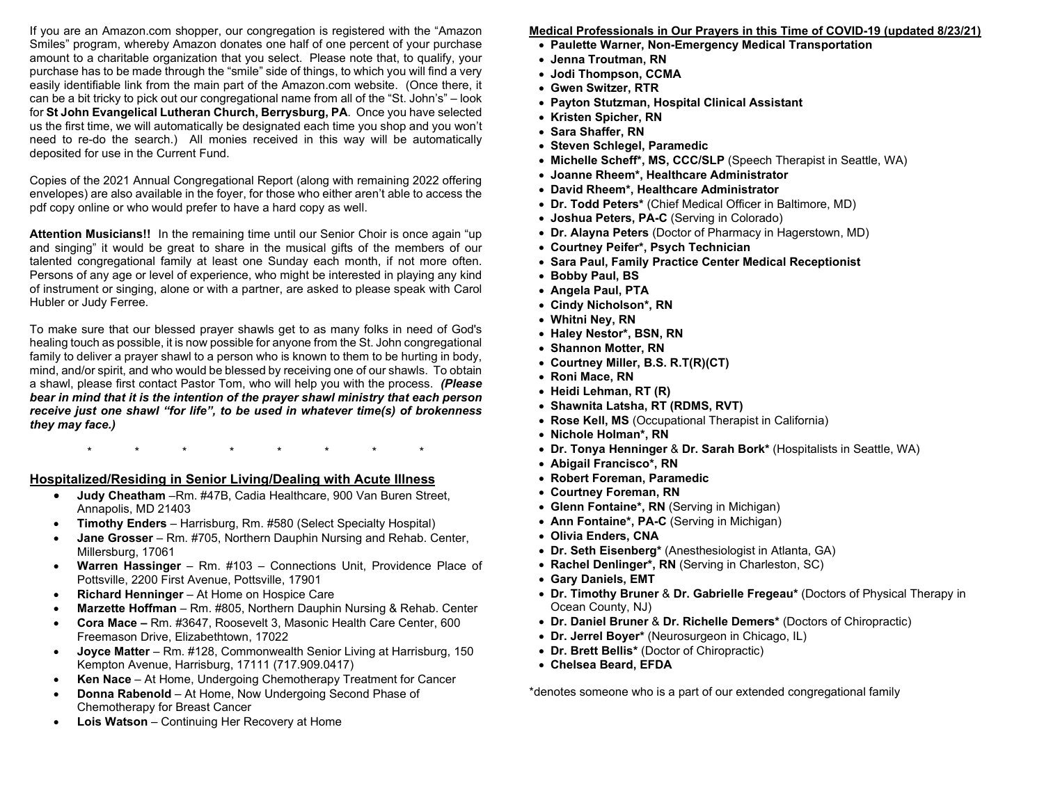If you are an Amazon.com shopper, our congregation is registered with the "Amazon Smiles" program, whereby Amazon donates one half of one percent of your purchase amount to a charitable organization that you select. Please note that, to qualify, your purchase has to be made through the "smile" side of things, to which you will find a very easily identifiable link from the main part of the Amazon.com website. (Once there, it can be a bit tricky to pick out our congregational name from all of the "St. John's" – look for **St John Evangelical Lutheran Church, Berrysburg, PA**. Once you have selected us the first time, we will automatically be designated each time you shop and you won't need to re-do the search.) All monies received in this way will be automatically deposited for use in the Current Fund.

Copies of the 2021 Annual Congregational Report (along with remaining 2022 offering envelopes) are also available in the foyer, for those who either aren't able to access the pdf copy online or who would prefer to have a hard copy as well.

**Attention Musicians!!** In the remaining time until our Senior Choir is once again "up and singing" it would be great to share in the musical gifts of the members of our talented congregational family at least one Sunday each month, if not more often. Persons of any age or level of experience, who might be interested in playing any kind of instrument or singing, alone or with a partner, are asked to please speak with Carol Hubler or Judy Ferree.

To make sure that our blessed prayer shawls get to as many folks in need of God's healing touch as possible, it is now possible for anyone from the St. John congregational family to deliver a prayer shawl to a person who is known to them to be hurting in body, mind, and/or spirit, and who would be blessed by receiving one of our shawls. To obtain a shawl, please first contact Pastor Tom, who will help you with the process. ***(Please bear in mind that it is the intention of the prayer shawl ministry that each person receive just one shawl "for life", to be used in whatever time(s) of brokenness they may face.)***

\* \* \* \* \* \* \* \*

## Hospitalized/Residing in Senior Living/Dealing with Acute Illness

- **Judy Cheatham** –Rm. #47B, Cadia Healthcare, 900 Van Buren Street, Annapolis, MD 21403
- **Timothy Enders** – Harrisburg, Rm. #580 (Select Specialty Hospital)
- **Jane Grosser** – Rm. #705, Northern Dauphin Nursing and Rehab. Center, Millersburg, 17061
- **Warren Hassinger** – Rm. #103 – Connections Unit, Providence Place of Pottsville, 2200 First Avenue, Pottsville, 17901
- **Richard Henninger** – At Home on Hospice Care
- **Marzette Hoffman** – Rm. #805, Northern Dauphin Nursing & Rehab. Center
- **Cora Mace –** Rm. #3647, Roosevelt 3, Masonic Health Care Center, 600 Freemason Drive, Elizabethtown, 17022
- **Joyce Matter** – Rm. #128, Commonwealth Senior Living at Harrisburg, 150 Kempton Avenue, Harrisburg, 17111 (717.909.0417)
- **Ken Nace** – At Home, Undergoing Chemotherapy Treatment for Cancer
- **Donna Rabenold** – At Home, Now Undergoing Second Phase of Chemotherapy for Breast Cancer
- **Lois Watson** – Continuing Her Recovery at Home

## Medical Professionals in Our Prayers in this Time of COVID-19 (updated 8/23/21)

- **Paulette Warner, Non-Emergency Medical Transportation**
- **Jenna Troutman, RN**
- **Jodi Thompson, CCMA**
- **Gwen Switzer, RTR**
- **Payton Stutzman, Hospital Clinical Assistant**
- **Kristen Spicher, RN**
- **Sara Shaffer, RN**
- **Steven Schlegel, Paramedic**
- **Michelle Scheff\*, MS, CCC/SLP** (Speech Therapist in Seattle, WA)
- **Joanne Rheem\*, Healthcare Administrator**
- **David Rheem\*, Healthcare Administrator**
- **Dr. Todd Peters\*** (Chief Medical Officer in Baltimore, MD)
- **Joshua Peters, PA-C** (Serving in Colorado)
- **Dr. Alayna Peters** (Doctor of Pharmacy in Hagerstown, MD)
- **Courtney Peifer\*, Psych Technician**
- **Sara Paul, Family Practice Center Medical Receptionist**
- **Bobby Paul, BS**
- **Angela Paul, PTA**
- **Cindy Nicholson\*, RN**
- **Whitni Ney, RN**
- **Haley Nestor\*, BSN, RN**
- **Shannon Motter, RN**
- **Courtney Miller, B.S. R.T(R)(CT)**
- **Roni Mace, RN**
- **Heidi Lehman, RT (R)**
- **Shawnita Latsha, RT (RDMS, RVT)**
- **Rose Kell, MS** (Occupational Therapist in California)
- **Nichole Holman\*, RN**
- **Dr. Tonya Henninger** & **Dr. Sarah Bork\*** (Hospitalists in Seattle, WA)
- **Abigail Francisco\*, RN**
- **Robert Foreman, Paramedic**
- **Courtney Foreman, RN**
- **Glenn Fontaine\*, RN** (Serving in Michigan)
- **Ann Fontaine\*, PA-C** (Serving in Michigan)
- **Olivia Enders, CNA**
- **Dr. Seth Eisenberg\*** (Anesthesiologist in Atlanta, GA)
- **Rachel Denlinger\*, RN** (Serving in Charleston, SC)
- **Gary Daniels, EMT**
- **Dr. Timothy Bruner** & **Dr. Gabrielle Fregeau\*** (Doctors of Physical Therapy in Ocean County, NJ)
- **Dr. Daniel Bruner** & **Dr. Richelle Demers\*** (Doctors of Chiropractic)
- **Dr. Jerrel Boyer\*** (Neurosurgeon in Chicago, IL)
- **Dr. Brett Bellis\*** (Doctor of Chiropractic)
- **Chelsea Beard, EFDA**

\*denotes someone who is a part of our extended congregational family